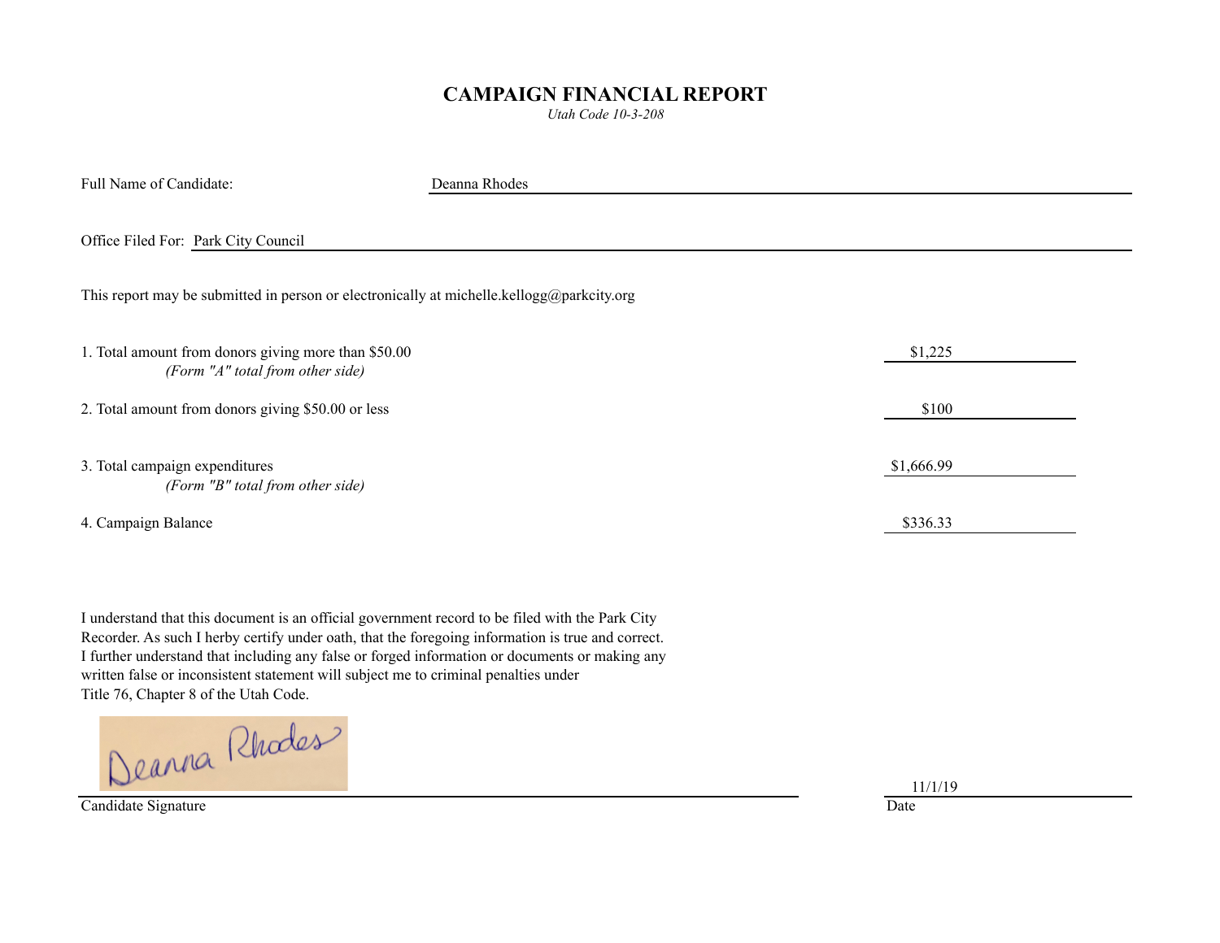# CAMPAIGN FINANCIAL REPORT

*Utah Code 10-3-208*

Full Name of Candidate: Deanna Rhodes

Office Filed For: Park City Council

This report may be submitted in person or electronically at michelle.kellogg@parkcity.org

| | |
|---|---|
| 1. Total amount from donors giving more than $50.00 *(Form "A" total from other side)* | $1,225 |
| 2. Total amount from donors giving $50.00 or less | $100 |
| 3. Total campaign expenditures *(Form "B" total from other side)* | $1,666.99 |
| 4. Campaign Balance | $336.33 |

I understand that this document is an official government record to be filed with the Park City Recorder. As such I herby certify under oath, that the foregoing information is true and correct. I further understand that including any false or forged information or documents or making any written false or inconsistent statement will subject me to criminal penalties under Title 76, Chapter 8 of the Utah Code.

Deanna Rhodes

Candidate Signature

11/1/19

Date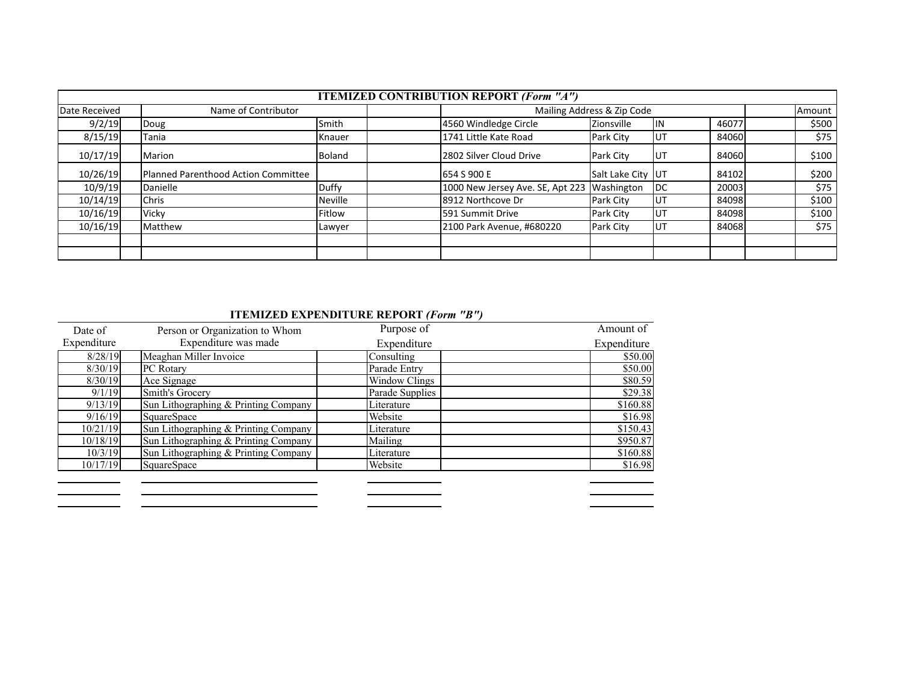## ITEMIZED CONTRIBUTION REPORT *(Form "A")*

| Date Received | Name of Contributor | | Mailing Address & Zip Code | | | | Amount |
|---|---|---|---|---|---|---|---|
| 9/2/19 | Doug | Smith | 4560 Windledge Circle | Zionsville | IN | 46077 | $500 |
| 8/15/19 | Tania | Knauer | 1741 Little Kate Road | Park City | UT | 84060 | $75 |
| 10/17/19 | Marion | Boland | 2802 Silver Cloud Drive | Park City | UT | 84060 | $100 |
| 10/26/19 | Planned Parenthood Action Committee | | 654 S 900 E | Salt Lake City | UT | 84102 | $200 |
| 10/9/19 | Danielle | Duffy | 1000 New Jersey Ave. SE, Apt 223 | Washington | DC | 20003 | $75 |
| 10/14/19 | Chris | Neville | 8912 Northcove Dr | Park City | UT | 84098 | $100 |
| 10/16/19 | Vicky | Fitlow | 591 Summit Drive | Park City | UT | 84098 | $100 |
| 10/16/19 | Matthew | Lawyer | 2100 Park Avenue, #680220 | Park City | UT | 84068 | $75 |
| | | | | | | | |
| | | | | | | | |

## ITEMIZED EXPENDITURE REPORT *(Form "B")*

| Date of Expenditure | Person or Organization to Whom Expenditure was made | Purpose of Expenditure | Amount of Expenditure |
|---|---|---|---|
| 8/28/19 | Meaghan Miller Invoice | Consulting | $50.00 |
| 8/30/19 | PC Rotary | Parade Entry | $50.00 |
| 8/30/19 | Ace Signage | Window Clings | $80.59 |
| 9/1/19 | Smith's Grocery | Parade Supplies | $29.38 |
| 9/13/19 | Sun Lithographing & Printing Company | Literature | $160.88 |
| 9/16/19 | SquareSpace | Website | $16.98 |
| 10/21/19 | Sun Lithographing & Printing Company | Literature | $150.43 |
| 10/18/19 | Sun Lithographing & Printing Company | Mailing | $950.87 |
| 10/3/19 | Sun Lithographing & Printing Company | Literature | $160.88 |
| 10/17/19 | SquareSpace | Website | $16.98 |
| | | | |
| | | | |
| | | | |